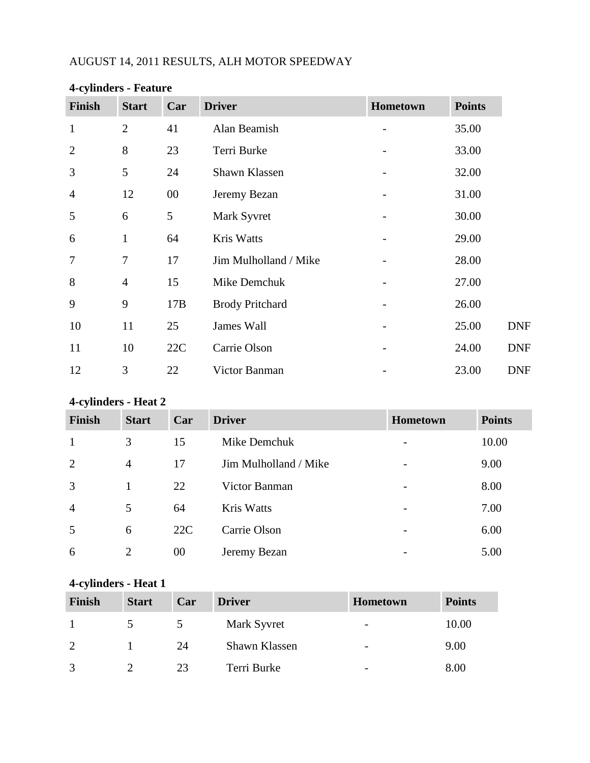AUGUST 14, 2011 RESULTS, ALH MOTOR SPEEDWAY

**4-cylinders - Feature**

| Finish | Start | Car | Driver | Hometown | Points | |
|---|---|---|---|---|---|---|
| 1 | 2 | 41 | Alan Beamish | - | 35.00 | |
| 2 | 8 | 23 | Terri Burke | - | 33.00 | |
| 3 | 5 | 24 | Shawn Klassen | - | 32.00 | |
| 4 | 12 | 00 | Jeremy Bezan | - | 31.00 | |
| 5 | 6 | 5 | Mark Syvret | - | 30.00 | |
| 6 | 1 | 64 | Kris Watts | - | 29.00 | |
| 7 | 7 | 17 | Jim Mulholland / Mike | - | 28.00 | |
| 8 | 4 | 15 | Mike Demchuk | - | 27.00 | |
| 9 | 9 | 17B | Brody Pritchard | - | 26.00 | |
| 10 | 11 | 25 | James Wall | - | 25.00 | DNF |
| 11 | 10 | 22C | Carrie Olson | - | 24.00 | DNF |
| 12 | 3 | 22 | Victor Banman | - | 23.00 | DNF |

**4-cylinders - Heat 2**

| Finish | Start | Car | Driver | Hometown | Points |
|---|---|---|---|---|---|
| 1 | 3 | 15 | Mike Demchuk | - | 10.00 |
| 2 | 4 | 17 | Jim Mulholland / Mike | - | 9.00 |
| 3 | 1 | 22 | Victor Banman | - | 8.00 |
| 4 | 5 | 64 | Kris Watts | - | 7.00 |
| 5 | 6 | 22C | Carrie Olson | - | 6.00 |
| 6 | 2 | 00 | Jeremy Bezan | - | 5.00 |

**4-cylinders - Heat 1**

| Finish | Start | Car | Driver | Hometown | Points |
|---|---|---|---|---|---|
| 1 | 5 | 5 | Mark Syvret | - | 10.00 |
| 2 | 1 | 24 | Shawn Klassen | - | 9.00 |
| 3 | 2 | 23 | Terri Burke | - | 8.00 |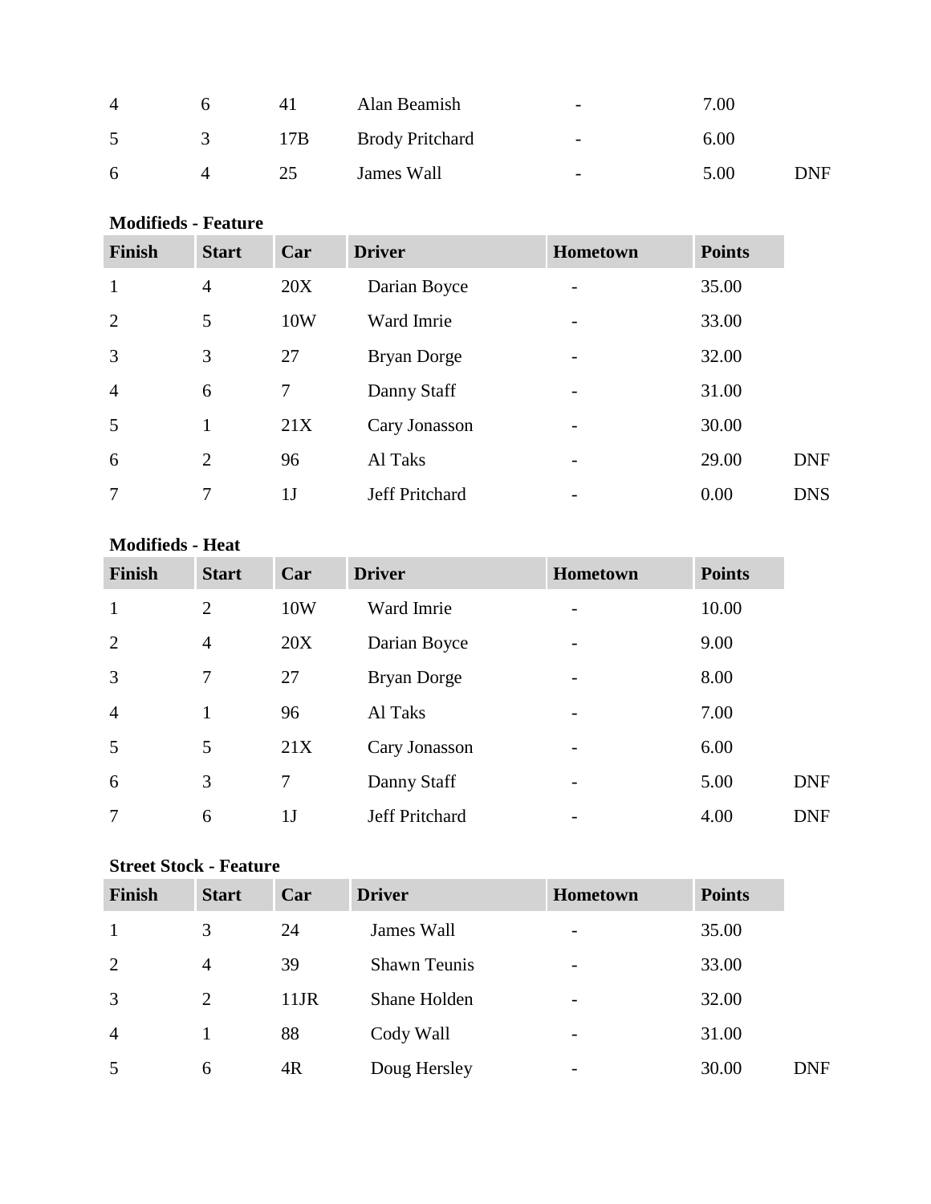| | | | | | | |
|---|---|---|---|---|---|---|
| 4 | 6 | 41 | Alan Beamish | - | 7.00 | |
| 5 | 3 | 17B | Brody Pritchard | - | 6.00 | |
| 6 | 4 | 25 | James Wall | - | 5.00 | DNF |

**Modifieds - Feature**

| Finish | Start | Car | Driver | Hometown | Points | |
|---|---|---|---|---|---|---|
| 1 | 4 | 20X | Darian Boyce | - | 35.00 | |
| 2 | 5 | 10W | Ward Imrie | - | 33.00 | |
| 3 | 3 | 27 | Bryan Dorge | - | 32.00 | |
| 4 | 6 | 7 | Danny Staff | - | 31.00 | |
| 5 | 1 | 21X | Cary Jonasson | - | 30.00 | |
| 6 | 2 | 96 | Al Taks | - | 29.00 | DNF |
| 7 | 7 | 1J | Jeff Pritchard | - | 0.00 | DNS |

**Modifieds - Heat**

| Finish | Start | Car | Driver | Hometown | Points | |
|---|---|---|---|---|---|---|
| 1 | 2 | 10W | Ward Imrie | - | 10.00 | |
| 2 | 4 | 20X | Darian Boyce | - | 9.00 | |
| 3 | 7 | 27 | Bryan Dorge | - | 8.00 | |
| 4 | 1 | 96 | Al Taks | - | 7.00 | |
| 5 | 5 | 21X | Cary Jonasson | - | 6.00 | |
| 6 | 3 | 7 | Danny Staff | - | 5.00 | DNF |
| 7 | 6 | 1J | Jeff Pritchard | - | 4.00 | DNF |

**Street Stock - Feature**

| Finish | Start | Car | Driver | Hometown | Points | |
|---|---|---|---|---|---|---|
| 1 | 3 | 24 | James Wall | - | 35.00 | |
| 2 | 4 | 39 | Shawn Teunis | - | 33.00 | |
| 3 | 2 | 11JR | Shane Holden | - | 32.00 | |
| 4 | 1 | 88 | Cody Wall | - | 31.00 | |
| 5 | 6 | 4R | Doug Hersley | - | 30.00 | DNF |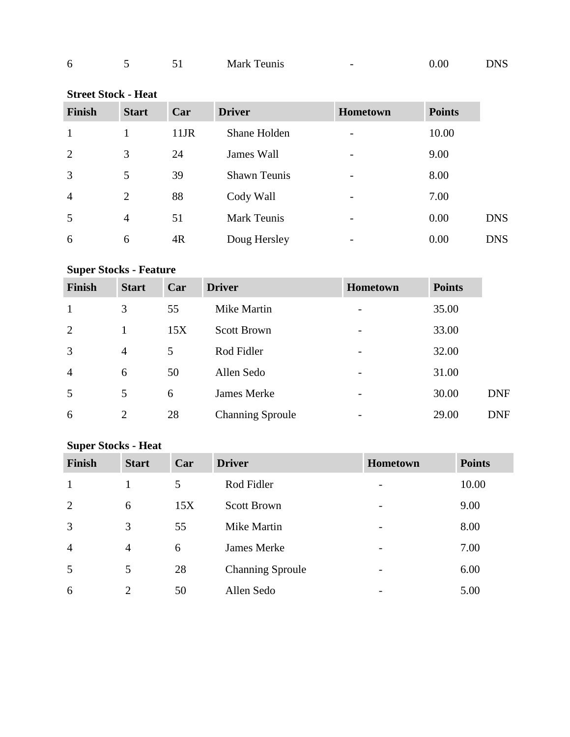| | | | | | | |
|---|---|---|---|---|---|---|
| 6 | 5 | 51 | Mark Teunis | - | 0.00 | DNS |

**Street Stock - Heat**

| Finish | Start | Car | Driver | Hometown | Points | |
|---|---|---|---|---|---|---|
| 1 | 1 | 11JR | Shane Holden | - | 10.00 | |
| 2 | 3 | 24 | James Wall | - | 9.00 | |
| 3 | 5 | 39 | Shawn Teunis | - | 8.00 | |
| 4 | 2 | 88 | Cody Wall | - | 7.00 | |
| 5 | 4 | 51 | Mark Teunis | - | 0.00 | DNS |
| 6 | 6 | 4R | Doug Hersley | - | 0.00 | DNS |

**Super Stocks - Feature**

| Finish | Start | Car | Driver | Hometown | Points | |
|---|---|---|---|---|---|---|
| 1 | 3 | 55 | Mike Martin | - | 35.00 | |
| 2 | 1 | 15X | Scott Brown | - | 33.00 | |
| 3 | 4 | 5 | Rod Fidler | - | 32.00 | |
| 4 | 6 | 50 | Allen Sedo | - | 31.00 | |
| 5 | 5 | 6 | James Merke | - | 30.00 | DNF |
| 6 | 2 | 28 | Channing Sproule | - | 29.00 | DNF |

**Super Stocks - Heat**

| Finish | Start | Car | Driver | Hometown | Points |
|---|---|---|---|---|---|
| 1 | 1 | 5 | Rod Fidler | - | 10.00 |
| 2 | 6 | 15X | Scott Brown | - | 9.00 |
| 3 | 3 | 55 | Mike Martin | - | 8.00 |
| 4 | 4 | 6 | James Merke | - | 7.00 |
| 5 | 5 | 28 | Channing Sproule | - | 6.00 |
| 6 | 2 | 50 | Allen Sedo | - | 5.00 |